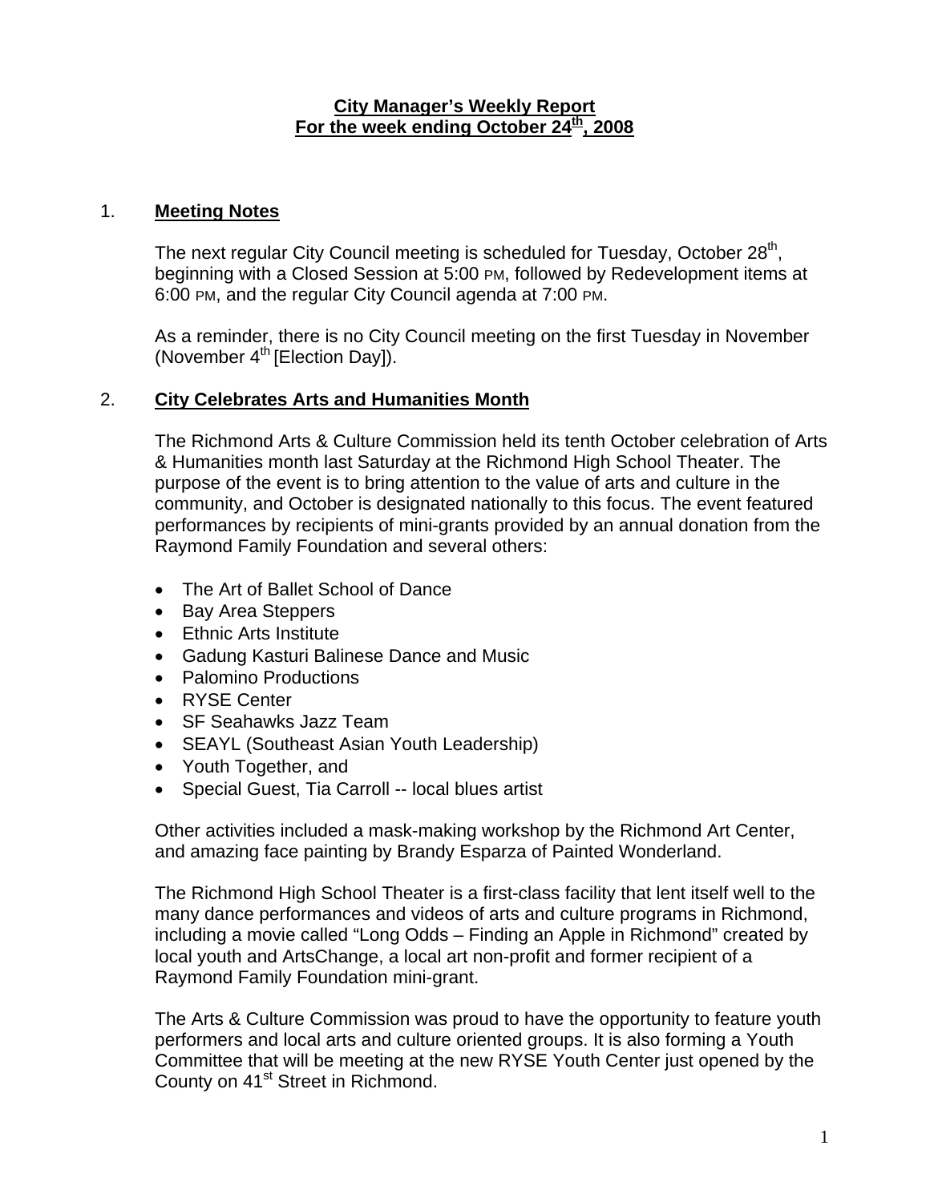# City Manager's Weekly Report
# For the week ending October 24th, 2008

## 1. Meeting Notes

The next regular City Council meeting is scheduled for Tuesday, October 28th, beginning with a Closed Session at 5:00 PM, followed by Redevelopment items at 6:00 PM, and the regular City Council agenda at 7:00 PM.

As a reminder, there is no City Council meeting on the first Tuesday in November (November 4th [Election Day]).

## 2. City Celebrates Arts and Humanities Month

The Richmond Arts & Culture Commission held its tenth October celebration of Arts & Humanities month last Saturday at the Richmond High School Theater. The purpose of the event is to bring attention to the value of arts and culture in the community, and October is designated nationally to this focus. The event featured performances by recipients of mini-grants provided by an annual donation from the Raymond Family Foundation and several others:

- The Art of Ballet School of Dance
- Bay Area Steppers
- Ethnic Arts Institute
- Gadung Kasturi Balinese Dance and Music
- Palomino Productions
- RYSE Center
- SF Seahawks Jazz Team
- SEAYL (Southeast Asian Youth Leadership)
- Youth Together, and
- Special Guest, Tia Carroll -- local blues artist

Other activities included a mask-making workshop by the Richmond Art Center, and amazing face painting by Brandy Esparza of Painted Wonderland.

The Richmond High School Theater is a first-class facility that lent itself well to the many dance performances and videos of arts and culture programs in Richmond, including a movie called "Long Odds – Finding an Apple in Richmond" created by local youth and ArtsChange, a local art non-profit and former recipient of a Raymond Family Foundation mini-grant.

The Arts & Culture Commission was proud to have the opportunity to feature youth performers and local arts and culture oriented groups. It is also forming a Youth Committee that will be meeting at the new RYSE Youth Center just opened by the County on 41st Street in Richmond.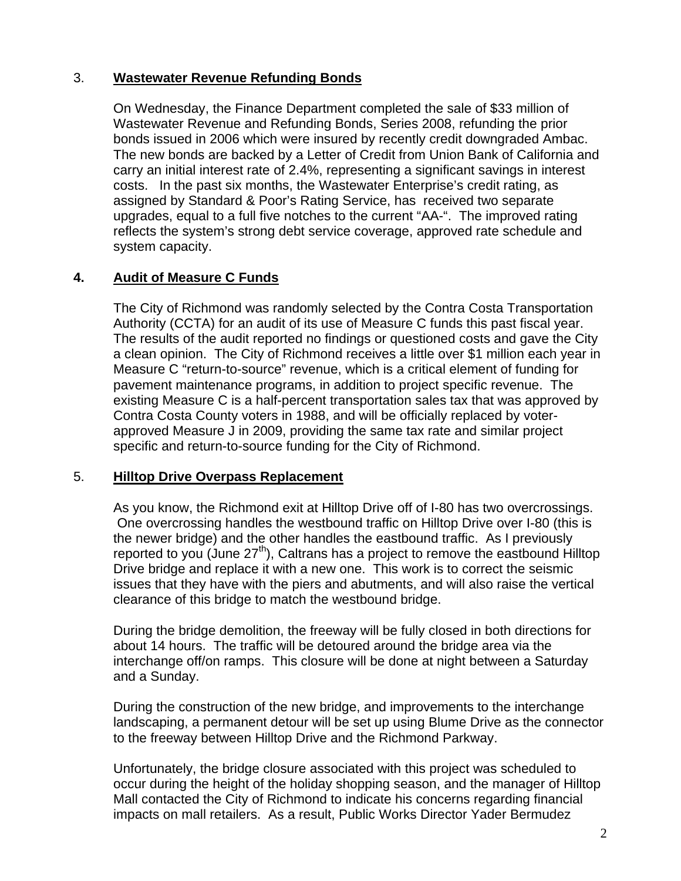3. **Wastewater Revenue Refunding Bonds**

On Wednesday, the Finance Department completed the sale of $33 million of Wastewater Revenue and Refunding Bonds, Series 2008, refunding the prior bonds issued in 2006 which were insured by recently credit downgraded Ambac. The new bonds are backed by a Letter of Credit from Union Bank of California and carry an initial interest rate of 2.4%, representing a significant savings in interest costs. In the past six months, the Wastewater Enterprise's credit rating, as assigned by Standard & Poor's Rating Service, has received two separate upgrades, equal to a full five notches to the current "AA-". The improved rating reflects the system's strong debt service coverage, approved rate schedule and system capacity.

**4. Audit of Measure C Funds**

The City of Richmond was randomly selected by the Contra Costa Transportation Authority (CCTA) for an audit of its use of Measure C funds this past fiscal year. The results of the audit reported no findings or questioned costs and gave the City a clean opinion. The City of Richmond receives a little over $1 million each year in Measure C "return-to-source" revenue, which is a critical element of funding for pavement maintenance programs, in addition to project specific revenue. The existing Measure C is a half-percent transportation sales tax that was approved by Contra Costa County voters in 1988, and will be officially replaced by voter-approved Measure J in 2009, providing the same tax rate and similar project specific and return-to-source funding for the City of Richmond.

5. **Hilltop Drive Overpass Replacement**

As you know, the Richmond exit at Hilltop Drive off of I-80 has two overcrossings. One overcrossing handles the westbound traffic on Hilltop Drive over I-80 (this is the newer bridge) and the other handles the eastbound traffic. As I previously reported to you (June 27th), Caltrans has a project to remove the eastbound Hilltop Drive bridge and replace it with a new one. This work is to correct the seismic issues that they have with the piers and abutments, and will also raise the vertical clearance of this bridge to match the westbound bridge.

During the bridge demolition, the freeway will be fully closed in both directions for about 14 hours. The traffic will be detoured around the bridge area via the interchange off/on ramps. This closure will be done at night between a Saturday and a Sunday.

During the construction of the new bridge, and improvements to the interchange landscaping, a permanent detour will be set up using Blume Drive as the connector to the freeway between Hilltop Drive and the Richmond Parkway.

Unfortunately, the bridge closure associated with this project was scheduled to occur during the height of the holiday shopping season, and the manager of Hilltop Mall contacted the City of Richmond to indicate his concerns regarding financial impacts on mall retailers. As a result, Public Works Director Yader Bermudez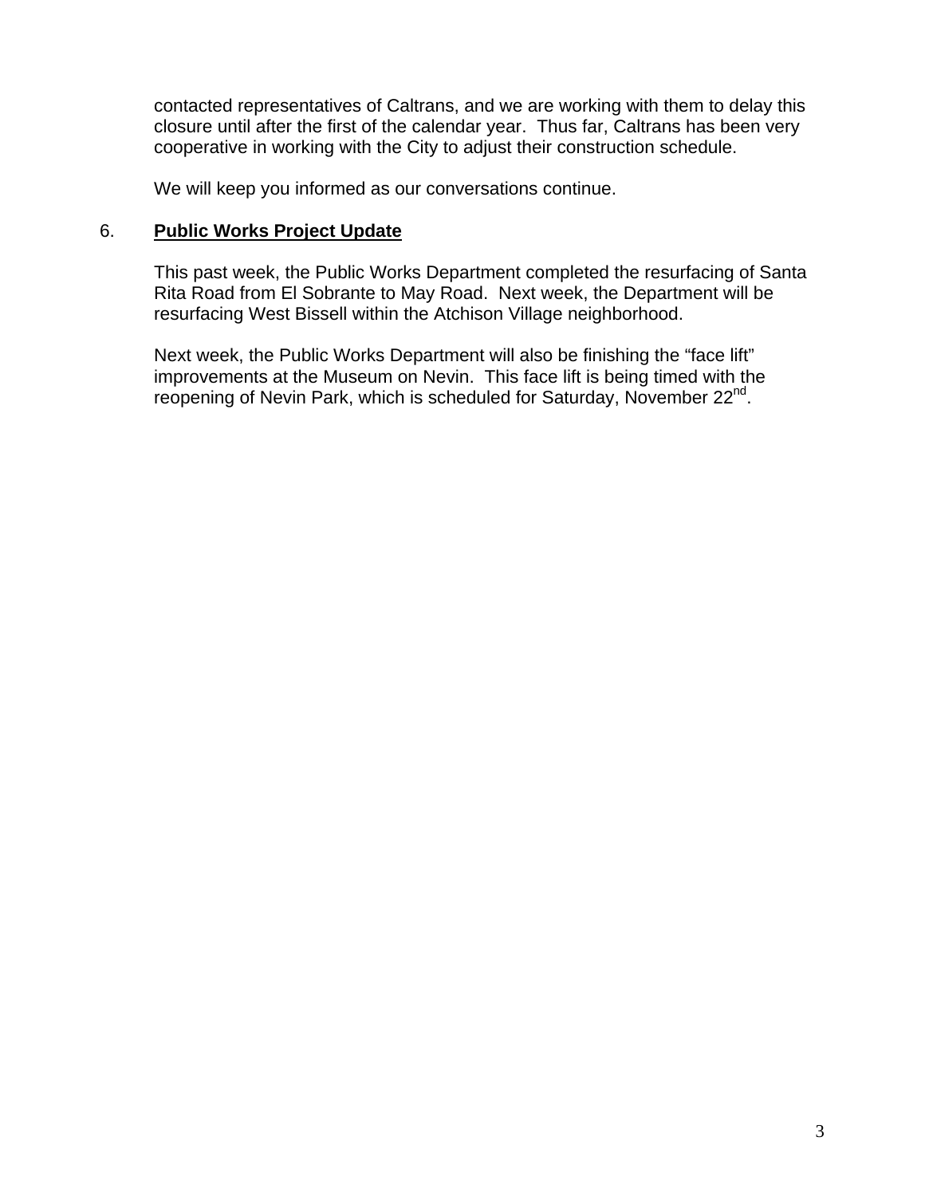contacted representatives of Caltrans, and we are working with them to delay this closure until after the first of the calendar year. Thus far, Caltrans has been very cooperative in working with the City to adjust their construction schedule.

We will keep you informed as our conversations continue.

6. **Public Works Project Update**

This past week, the Public Works Department completed the resurfacing of Santa Rita Road from El Sobrante to May Road. Next week, the Department will be resurfacing West Bissell within the Atchison Village neighborhood.

Next week, the Public Works Department will also be finishing the "face lift" improvements at the Museum on Nevin. This face lift is being timed with the reopening of Nevin Park, which is scheduled for Saturday, November 22nd.